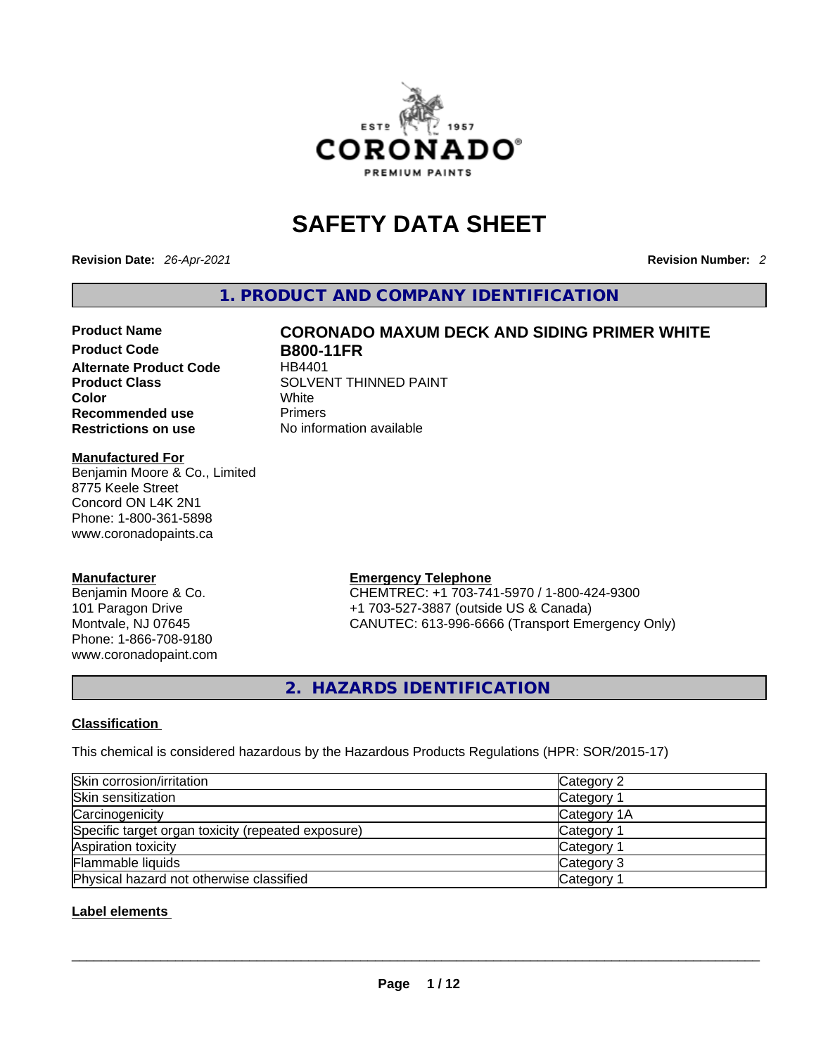# SAFETY DATA SHEET

**Revision Date:** *26-Apr-2021* **Revision Number:** *2*

## 1. PRODUCT AND COMPANY IDENTIFICATION

**Product Name** **CORONADO MAXUM DECK AND SIDING PRIMER WHITE**
**Product Code** **B800-11FR**
**Alternate Product Code** HB4401
**Product Class** SOLVENT THINNED PAINT
**Color** White
**Recommended use** Primers
**Restrictions on use** No information available

**Manufactured For**
Benjamin Moore & Co., Limited
8775 Keele Street
Concord ON L4K 2N1
Phone: 1-800-361-5898
www.coronadopaints.ca

**Manufacturer**
Benjamin Moore & Co.
101 Paragon Drive
Montvale, NJ 07645
Phone: 1-866-708-9180
www.coronadopaint.com

**Emergency Telephone**
CHEMTREC: +1 703-741-5970 / 1-800-424-9300
+1 703-527-3887 (outside US & Canada)
CANUTEC: 613-996-6666 (Transport Emergency Only)

## 2. HAZARDS IDENTIFICATION

**Classification**

This chemical is considered hazardous by the Hazardous Products Regulations (HPR: SOR/2015-17)

| | |
|---|---|
| Skin corrosion/irritation | Category 2 |
| Skin sensitization | Category 1 |
| Carcinogenicity | Category 1A |
| Specific target organ toxicity (repeated exposure) | Category 1 |
| Aspiration toxicity | Category 1 |
| Flammable liquids | Category 3 |
| Physical hazard not otherwise classified | Category 1 |

**Label elements**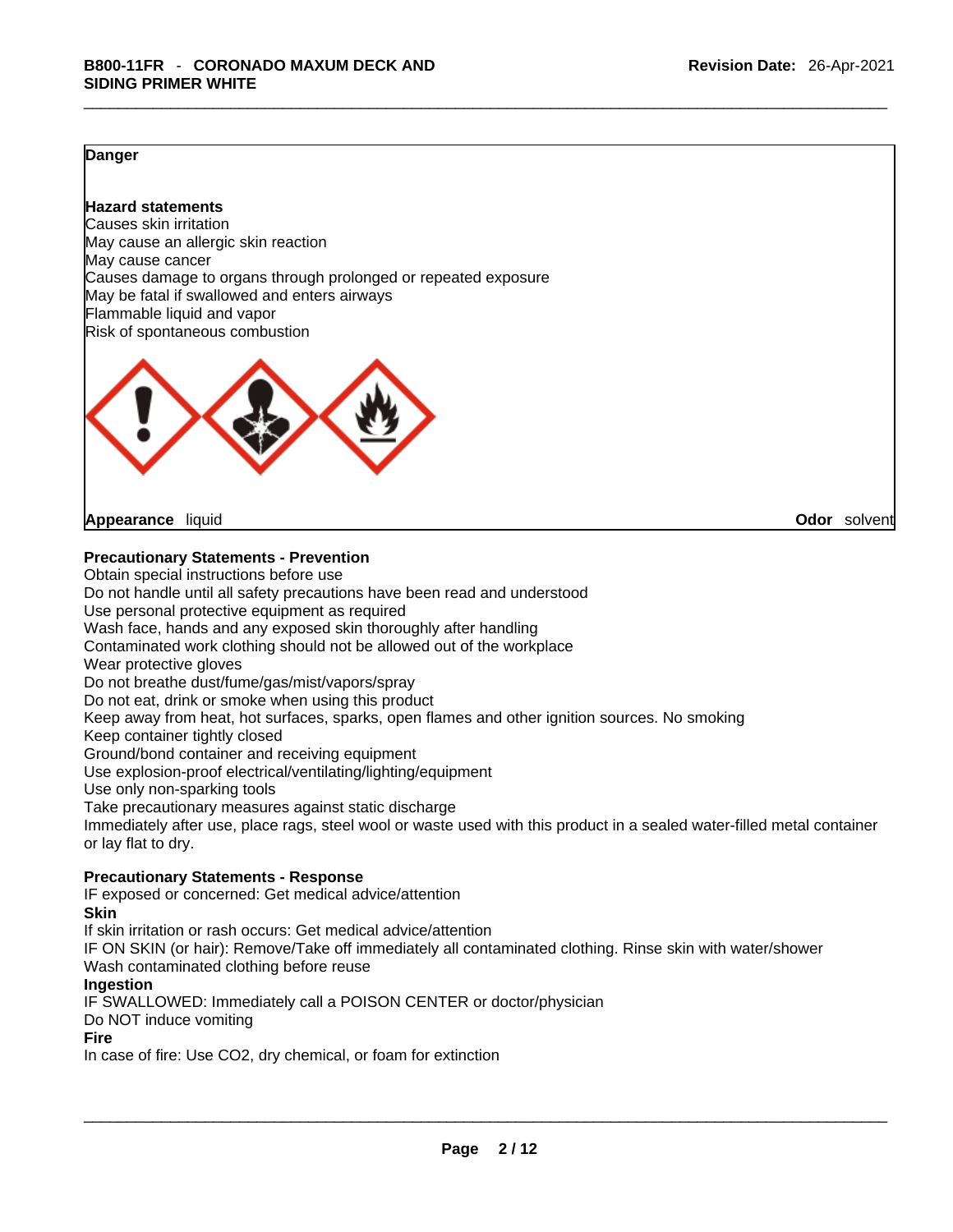**Danger**

**Hazard statements**
Causes skin irritation
May cause an allergic skin reaction
May cause cancer
Causes damage to organs through prolonged or repeated exposure
May be fatal if swallowed and enters airways
Flammable liquid and vapor
Risk of spontaneous combustion

**Appearance** liquid **Odor** solvent

**Precautionary Statements - Prevention**
Obtain special instructions before use
Do not handle until all safety precautions have been read and understood
Use personal protective equipment as required
Wash face, hands and any exposed skin thoroughly after handling
Contaminated work clothing should not be allowed out of the workplace
Wear protective gloves
Do not breathe dust/fume/gas/mist/vapors/spray
Do not eat, drink or smoke when using this product
Keep away from heat, hot surfaces, sparks, open flames and other ignition sources. No smoking
Keep container tightly closed
Ground/bond container and receiving equipment
Use explosion-proof electrical/ventilating/lighting/equipment
Use only non-sparking tools
Take precautionary measures against static discharge
Immediately after use, place rags, steel wool or waste used with this product in a sealed water-filled metal container or lay flat to dry.

**Precautionary Statements - Response**
IF exposed or concerned: Get medical advice/attention
**Skin**
If skin irritation or rash occurs: Get medical advice/attention
IF ON SKIN (or hair): Remove/Take off immediately all contaminated clothing. Rinse skin with water/shower
Wash contaminated clothing before reuse
**Ingestion**
IF SWALLOWED: Immediately call a POISON CENTER or doctor/physician
Do NOT induce vomiting
**Fire**
In case of fire: Use $CO_2$, dry chemical, or foam for extinction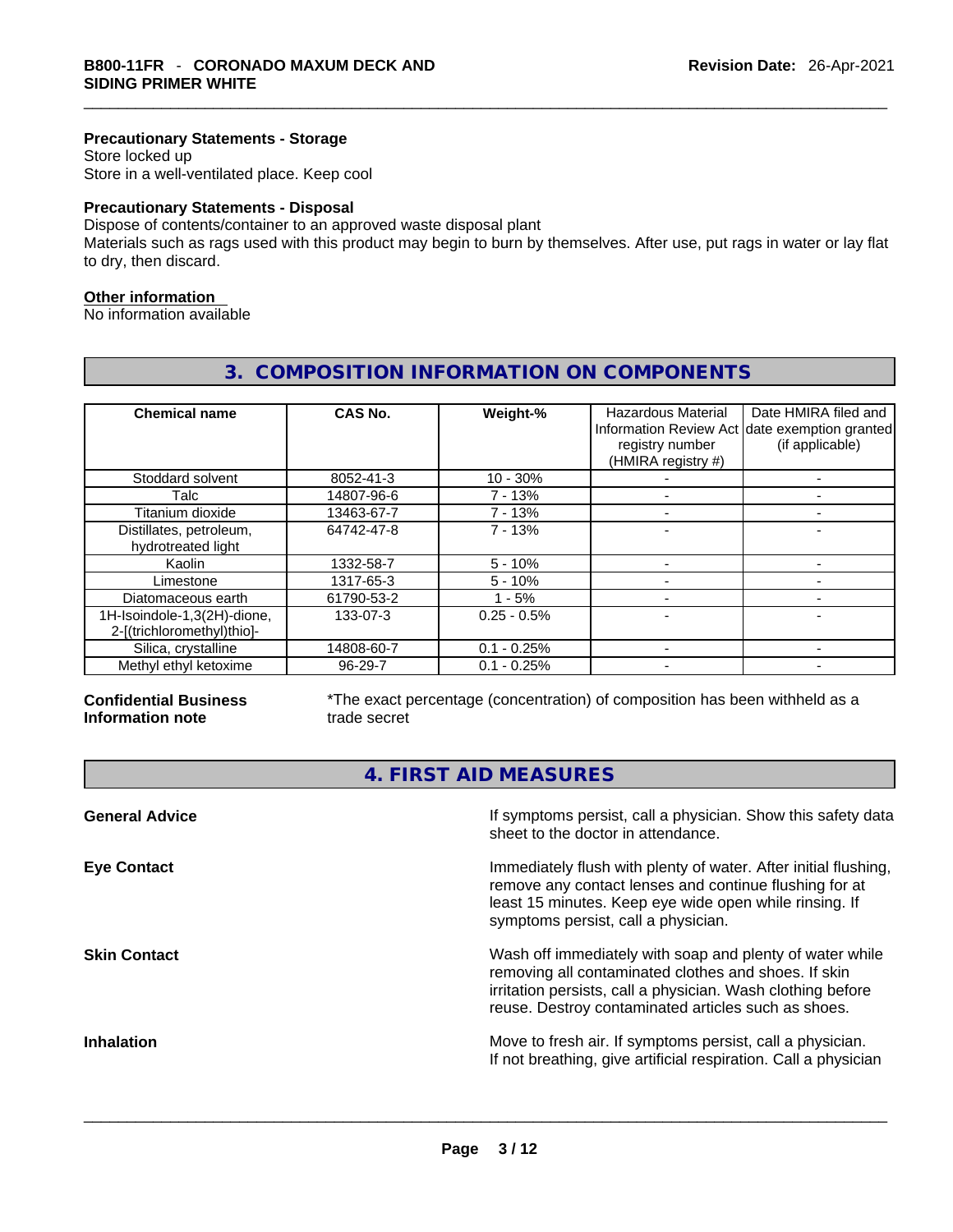#### Precautionary Statements - Storage

Store locked up
Store in a well-ventilated place. Keep cool

#### Precautionary Statements - Disposal

Dispose of contents/container to an approved waste disposal plant
Materials such as rags used with this product may begin to burn by themselves. After use, put rags in water or lay flat to dry, then discard.

#### Other information

No information available

## 3. COMPOSITION INFORMATION ON COMPONENTS

| Chemical name | CAS No. | Weight-% | Hazardous Material Information Review Act registry number (HMIRA registry #) | Date HMIRA filed and date exemption granted (if applicable) |
|---|---|---|---|---|
| Stoddard solvent | 8052-41-3 | 10 - 30% | - | - |
| Talc | 14807-96-6 | 7 - 13% | - | - |
| Titanium dioxide | 13463-67-7 | 7 - 13% | - | - |
| Distillates, petroleum, hydrotreated light | 64742-47-8 | 7 - 13% | - | - |
| Kaolin | 1332-58-7 | 5 - 10% | - | - |
| Limestone | 1317-65-3 | 5 - 10% | - | - |
| Diatomaceous earth | 61790-53-2 | 1 - 5% | - | - |
| 1H-Isoindole-1,3(2H)-dione, 2-[(trichloromethyl)thio]- | 133-07-3 | 0.25 - 0.5% | - | - |
| Silica, crystalline | 14808-60-7 | 0.1 - 0.25% | - | - |
| Methyl ethyl ketoxime | 96-29-7 | 0.1 - 0.25% | - | - |

**Confidential Business Information note**: *The exact percentage (concentration) of composition has been withheld as a trade secret

## 4. FIRST AID MEASURES

**General Advice**: If symptoms persist, call a physician. Show this safety data sheet to the doctor in attendance.

**Eye Contact**: Immediately flush with plenty of water. After initial flushing, remove any contact lenses and continue flushing for at least 15 minutes. Keep eye wide open while rinsing. If symptoms persist, call a physician.

**Skin Contact**: Wash off immediately with soap and plenty of water while removing all contaminated clothes and shoes. If skin irritation persists, call a physician. Wash clothing before reuse. Destroy contaminated articles such as shoes.

**Inhalation**: Move to fresh air. If symptoms persist, call a physician. If not breathing, give artificial respiration. Call a physician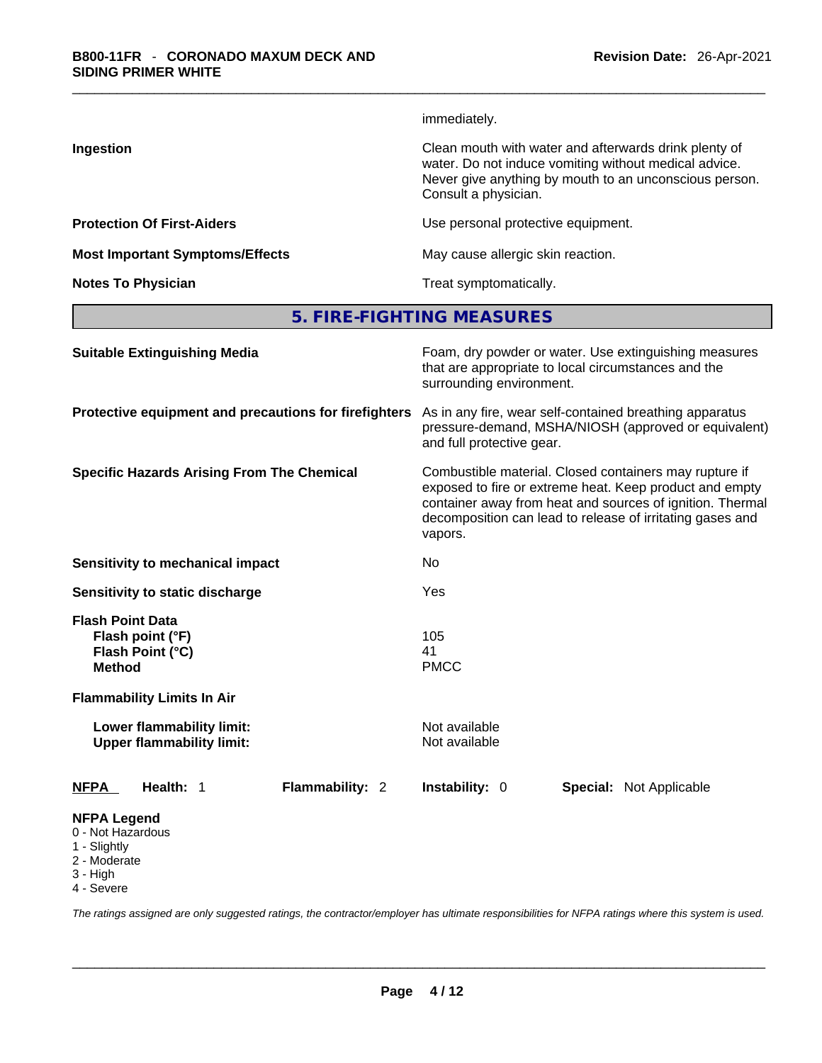immediately.

| | |
|---|---|
| **Ingestion** | Clean mouth with water and afterwards drink plenty of water. Do not induce vomiting without medical advice. Never give anything by mouth to an unconscious person. Consult a physician. |
| **Protection Of First-Aiders** | Use personal protective equipment. |
| **Most Important Symptoms/Effects** | May cause allergic skin reaction. |
| **Notes To Physician** | Treat symptomatically. |

## 5. FIRE-FIGHTING MEASURES

| | |
|---|---|
| **Suitable Extinguishing Media** | Foam, dry powder or water. Use extinguishing measures that are appropriate to local circumstances and the surrounding environment. |
| **Protective equipment and precautions for firefighters** | As in any fire, wear self-contained breathing apparatus pressure-demand, MSHA/NIOSH (approved or equivalent) and full protective gear. |
| **Specific Hazards Arising From The Chemical** | Combustible material. Closed containers may rupture if exposed to fire or extreme heat. Keep product and empty container away from heat and sources of ignition. Thermal decomposition can lead to release of irritating gases and vapors. |
| **Sensitivity to mechanical impact** | No |
| **Sensitivity to static discharge** | Yes |

**Flash Point Data**

| | |
|---|---|
| **Flash point (°F)** | 105 |
| **Flash Point (°C)** | 41 |
| **Method** | PMCC |

**Flammability Limits In Air**

| | |
|---|---|
| **Lower flammability limit:** | Not available |
| **Upper flammability limit:** | Not available |

| **NFPA** | **Health:** 1 | **Flammability:** 2 | **Instability:** 0 | **Special:** Not Applicable |
|---|---|---|---|---|

**NFPA Legend**
- 0 - Not Hazardous
- 1 - Slightly
- 2 - Moderate
- 3 - High
- 4 - Severe

*The ratings assigned are only suggested ratings, the contractor/employer has ultimate responsibilities for NFPA ratings where this system is used.*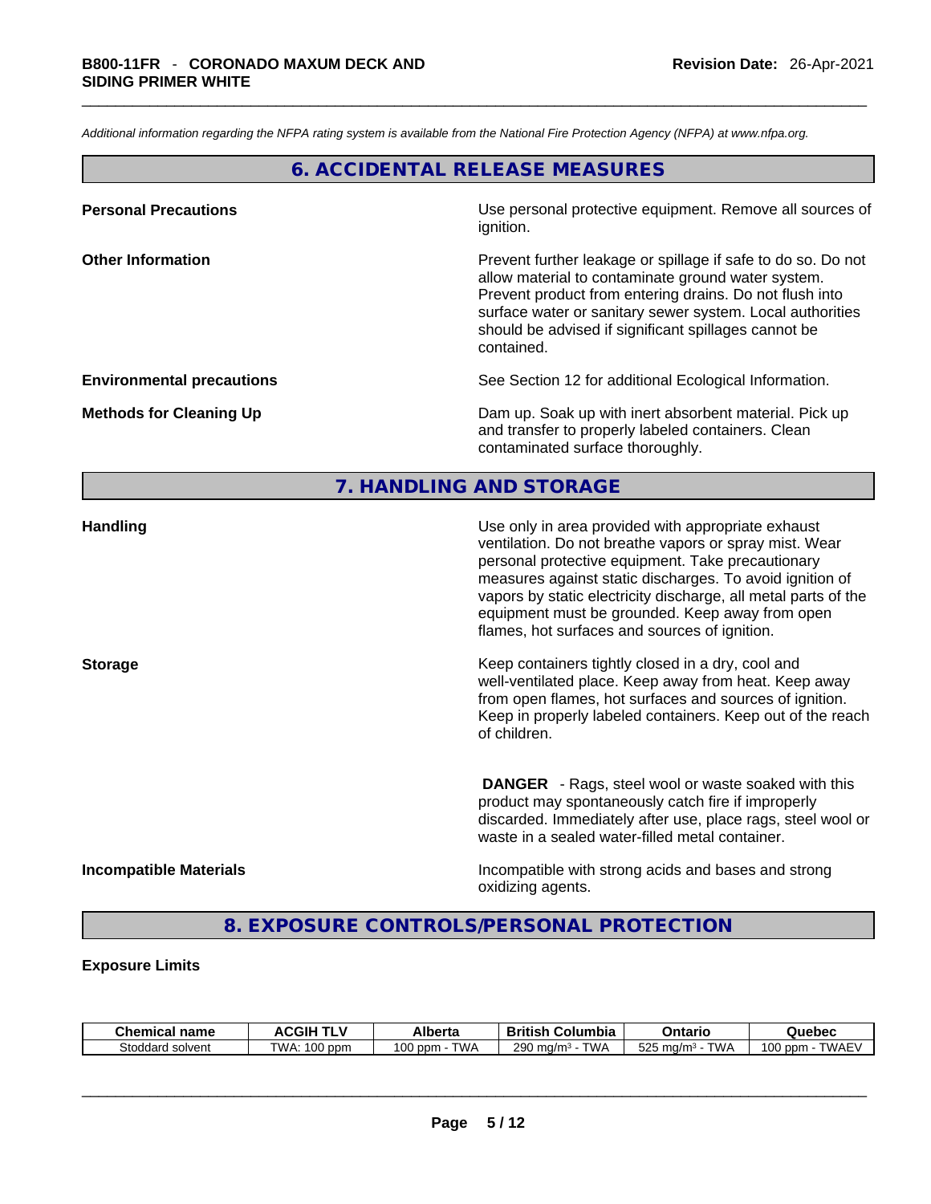*Additional information regarding the NFPA rating system is available from the National Fire Protection Agency (NFPA) at www.nfpa.org.*

## 6. ACCIDENTAL RELEASE MEASURES

**Personal Precautions**

Use personal protective equipment. Remove all sources of ignition.

**Other Information**

Prevent further leakage or spillage if safe to do so. Do not allow material to contaminate ground water system. Prevent product from entering drains. Do not flush into surface water or sanitary sewer system. Local authorities should be advised if significant spillages cannot be contained.

**Environmental precautions**

See Section 12 for additional Ecological Information.

**Methods for Cleaning Up**

Dam up. Soak up with inert absorbent material. Pick up and transfer to properly labeled containers. Clean contaminated surface thoroughly.

## 7. HANDLING AND STORAGE

**Handling**

Use only in area provided with appropriate exhaust ventilation. Do not breathe vapors or spray mist. Wear personal protective equipment. Take precautionary measures against static discharges. To avoid ignition of vapors by static electricity discharge, all metal parts of the equipment must be grounded. Keep away from open flames, hot surfaces and sources of ignition.

**Storage**

Keep containers tightly closed in a dry, cool and well-ventilated place. Keep away from heat. Keep away from open flames, hot surfaces and sources of ignition. Keep in properly labeled containers. Keep out of the reach of children.

**DANGER** - Rags, steel wool or waste soaked with this product may spontaneously catch fire if improperly discarded. Immediately after use, place rags, steel wool or waste in a sealed water-filled metal container.

**Incompatible Materials**

Incompatible with strong acids and bases and strong oxidizing agents.

## 8. EXPOSURE CONTROLS/PERSONAL PROTECTION

**Exposure Limits**

| Chemical name | ACGIH TLV | Alberta | British Columbia | Ontario | Quebec |
|---|---|---|---|---|---|
| Stoddard solvent | TWA: 100 ppm | 100 ppm - TWA | 290 mg/m³ - TWA | 525 mg/m³ - TWA | 100 ppm - TWAEV |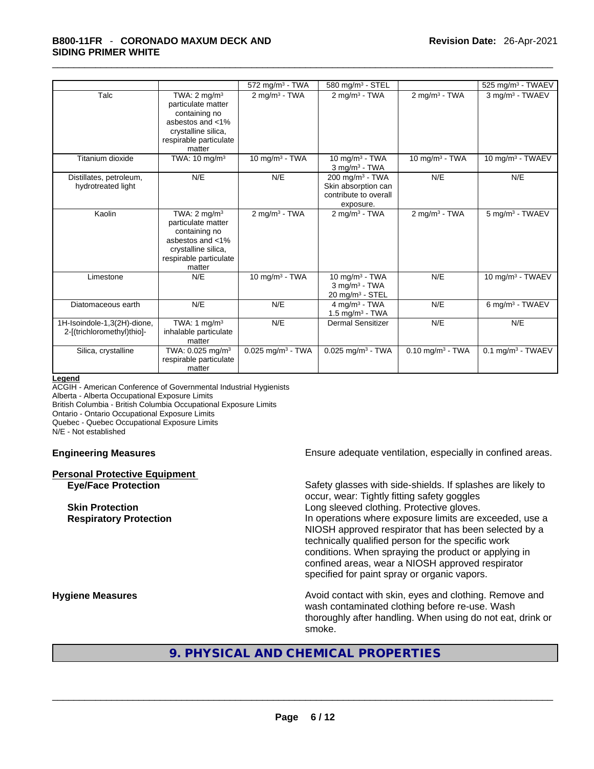|  |  | 572 mg/m³ - TWA | 580 mg/m³ - STEL |  | 525 mg/m³ - TWAEV |
|---|---|---|---|---|---|
| Talc | TWA: 2 mg/m³ particulate matter containing no asbestos and <1% crystalline silica, respirable particulate matter | 2 mg/m³ - TWA | 2 mg/m³ - TWA | 2 mg/m³ - TWA | 3 mg/m³ - TWAEV |
| Titanium dioxide | TWA: 10 mg/m³ | 10 mg/m³ - TWA | 10 mg/m³ - TWA<br>3 mg/m³ - TWA | 10 mg/m³ - TWA | 10 mg/m³ - TWAEV |
| Distillates, petroleum, hydrotreated light | N/E | N/E | 200 mg/m³ - TWA<br>Skin absorption can contribute to overall exposure. | N/E | N/E |
| Kaolin | TWA: 2 mg/m³ particulate matter containing no asbestos and <1% crystalline silica, respirable particulate matter | 2 mg/m³ - TWA | 2 mg/m³ - TWA | 2 mg/m³ - TWA | 5 mg/m³ - TWAEV |
| Limestone | N/E | 10 mg/m³ - TWA | 10 mg/m³ - TWA<br>3 mg/m³ - TWA<br>20 mg/m³ - STEL | N/E | 10 mg/m³ - TWAEV |
| Diatomaceous earth | N/E | N/E | 4 mg/m³ - TWA<br>1.5 mg/m³ - TWA | N/E | 6 mg/m³ - TWAEV |
| 1H-Isoindole-1,3(2H)-dione, 2-[(trichloromethyl)thio]- | TWA: 1 mg/m³ inhalable particulate matter | N/E | Dermal Sensitizer | N/E | N/E |
| Silica, crystalline | TWA: 0.025 mg/m³ respirable particulate matter | 0.025 mg/m³ - TWA | 0.025 mg/m³ - TWA | 0.10 mg/m³ - TWA | 0.1 mg/m³ - TWAEV |

**Legend**

ACGIH - American Conference of Governmental Industrial Hygienists
Alberta - Alberta Occupational Exposure Limits
British Columbia - British Columbia Occupational Exposure Limits
Ontario - Ontario Occupational Exposure Limits
Quebec - Quebec Occupational Exposure Limits
N/E - Not established

**Engineering Measures** Ensure adequate ventilation, especially in confined areas.

**Personal Protective Equipment**

**Eye/Face Protection** Safety glasses with side-shields. If splashes are likely to occur, wear: Tightly fitting safety goggles

**Skin Protection** Long sleeved clothing. Protective gloves.

**Respiratory Protection** In operations where exposure limits are exceeded, use a NIOSH approved respirator that has been selected by a technically qualified person for the specific work conditions. When spraying the product or applying in confined areas, wear a NIOSH approved respirator specified for paint spray or organic vapors.

**Hygiene Measures** Avoid contact with skin, eyes and clothing. Remove and wash contaminated clothing before re-use. Wash thoroughly after handling. When using do not eat, drink or smoke.

## 9. PHYSICAL AND CHEMICAL PROPERTIES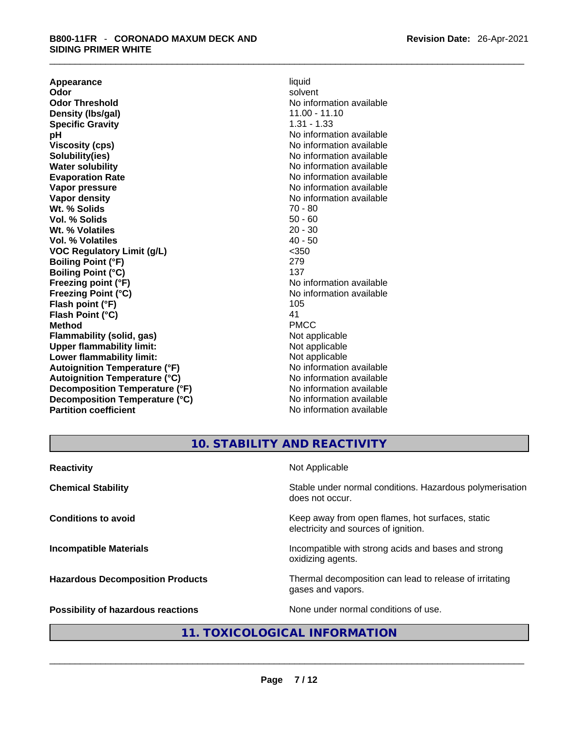| | |
|---|---|
| **Appearance** | liquid |
| **Odor** | solvent |
| **Odor Threshold** | No information available |
| **Density (lbs/gal)** | 11.00 - 11.10 |
| **Specific Gravity** | 1.31 - 1.33 |
| **pH** | No information available |
| **Viscosity (cps)** | No information available |
| **Solubility(ies)** | No information available |
| **Water solubility** | No information available |
| **Evaporation Rate** | No information available |
| **Vapor pressure** | No information available |
| **Vapor density** | No information available |
| **Wt. % Solids** | 70 - 80 |
| **Vol. % Solids** | 50 - 60 |
| **Wt. % Volatiles** | 20 - 30 |
| **Vol. % Volatiles** | 40 - 50 |
| **VOC Regulatory Limit (g/L)** | <350 |
| **Boiling Point (°F)** | 279 |
| **Boiling Point (°C)** | 137 |
| **Freezing point (°F)** | No information available |
| **Freezing Point (°C)** | No information available |
| **Flash point (°F)** | 105 |
| **Flash Point (°C)** | 41 |
| **Method** | PMCC |
| **Flammability (solid, gas)** | Not applicable |
| **Upper flammability limit:** | Not applicable |
| **Lower flammability limit:** | Not applicable |
| **Autoignition Temperature (°F)** | No information available |
| **Autoignition Temperature (°C)** | No information available |
| **Decomposition Temperature (°F)** | No information available |
| **Decomposition Temperature (°C)** | No information available |
| **Partition coefficient** | No information available |

## 10. STABILITY AND REACTIVITY

| | |
|---|---|
| **Reactivity** | Not Applicable |
| **Chemical Stability** | Stable under normal conditions. Hazardous polymerisation does not occur. |
| **Conditions to avoid** | Keep away from open flames, hot surfaces, static electricity and sources of ignition. |
| **Incompatible Materials** | Incompatible with strong acids and bases and strong oxidizing agents. |
| **Hazardous Decomposition Products** | Thermal decomposition can lead to release of irritating gases and vapors. |
| **Possibility of hazardous reactions** | None under normal conditions of use. |

## 11. TOXICOLOGICAL INFORMATION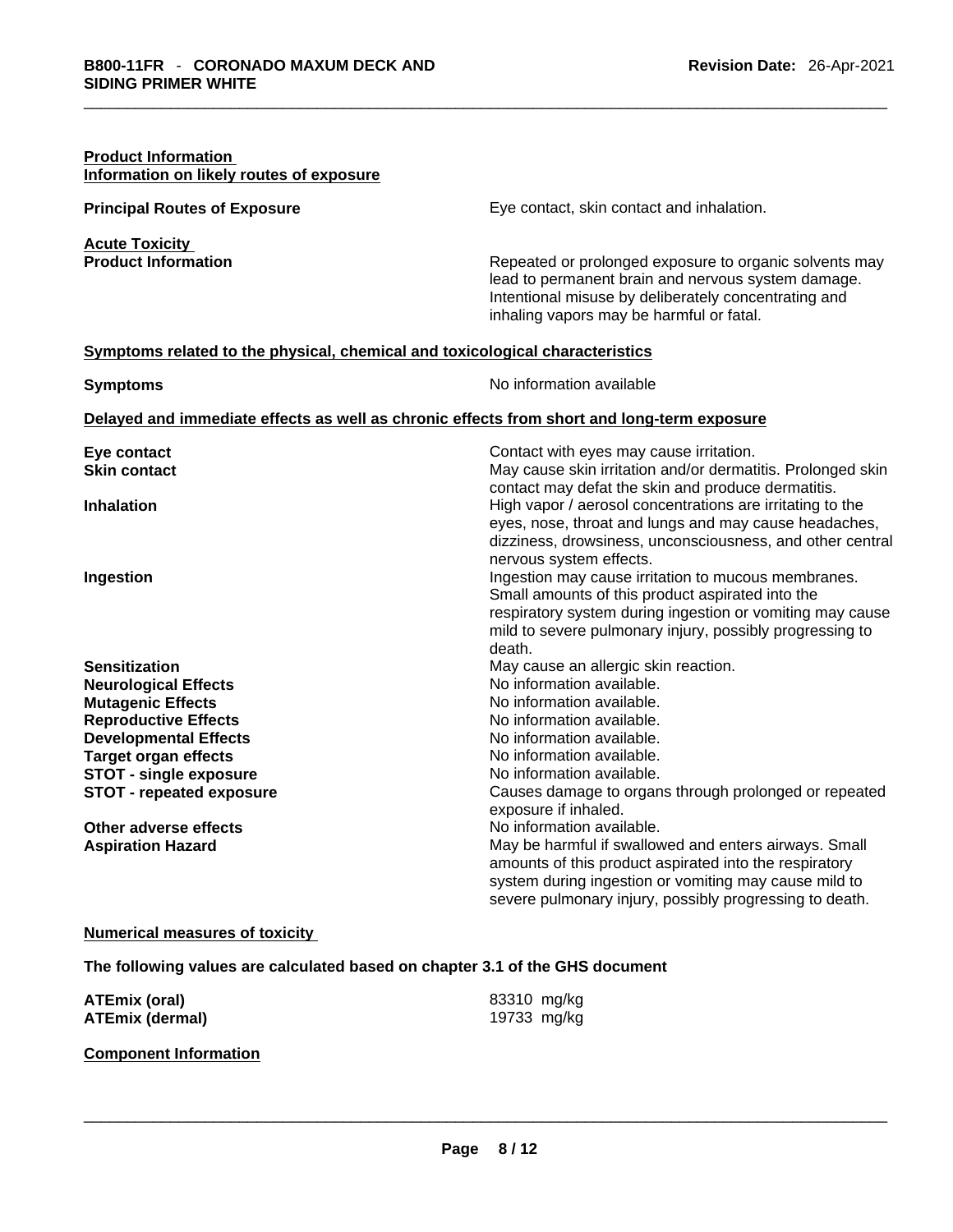**Product Information**

**Information on likely routes of exposure**

| | |
|---|---|
| **Principal Routes of Exposure** | Eye contact, skin contact and inhalation. |

**Acute Toxicity**

| | |
|---|---|
| **Product Information** | Repeated or prolonged exposure to organic solvents may lead to permanent brain and nervous system damage. Intentional misuse by deliberately concentrating and inhaling vapors may be harmful or fatal. |

**Symptoms related to the physical, chemical and toxicological characteristics**

| | |
|---|---|
| **Symptoms** | No information available |

**Delayed and immediate effects as well as chronic effects from short and long-term exposure**

| | |
|---|---|
| **Eye contact** | Contact with eyes may cause irritation. |
| **Skin contact** | May cause skin irritation and/or dermatitis. Prolonged skin contact may defat the skin and produce dermatitis. |
| **Inhalation** | High vapor / aerosol concentrations are irritating to the eyes, nose, throat and lungs and may cause headaches, dizziness, drowsiness, unconsciousness, and other central nervous system effects. |
| **Ingestion** | Ingestion may cause irritation to mucous membranes. Small amounts of this product aspirated into the respiratory system during ingestion or vomiting may cause mild to severe pulmonary injury, possibly progressing to death. |
| **Sensitization** | May cause an allergic skin reaction. |
| **Neurological Effects** | No information available. |
| **Mutagenic Effects** | No information available. |
| **Reproductive Effects** | No information available. |
| **Developmental Effects** | No information available. |
| **Target organ effects** | No information available. |
| **STOT - single exposure** | No information available. |
| **STOT - repeated exposure** | Causes damage to organs through prolonged or repeated exposure if inhaled. |
| **Other adverse effects** | No information available. |
| **Aspiration Hazard** | May be harmful if swallowed and enters airways. Small amounts of this product aspirated into the respiratory system during ingestion or vomiting may cause mild to severe pulmonary injury, possibly progressing to death. |

**Numerical measures of toxicity**

**The following values are calculated based on chapter 3.1 of the GHS document**

| | |
|---|---|
| **ATEmix (oral)** | 83310 mg/kg |
| **ATEmix (dermal)** | 19733 mg/kg |

**Component Information**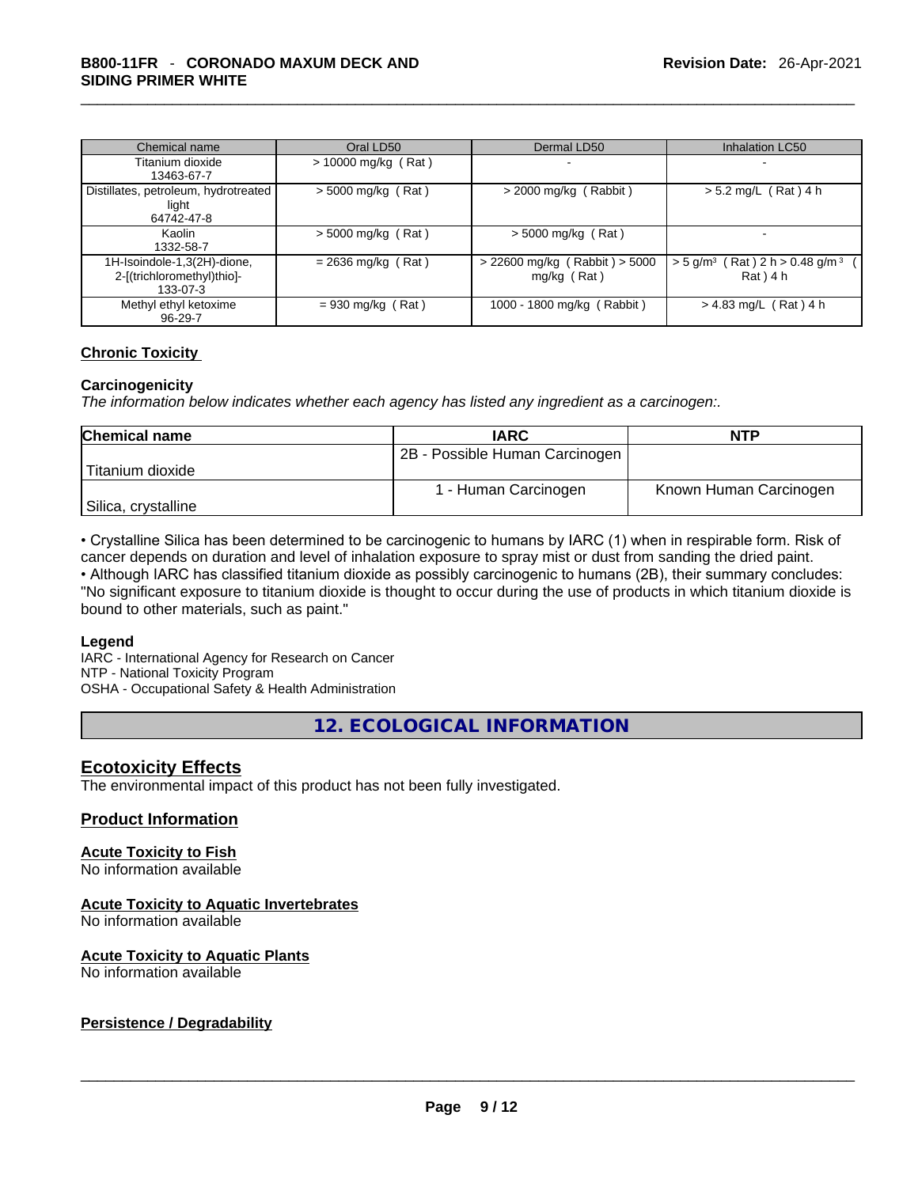| Chemical name | Oral LD50 | Dermal LD50 | Inhalation LC50 |
|---|---|---|---|
| Titanium dioxide 13463-67-7 | > 10000 mg/kg ( Rat ) | - | - |
| Distillates, petroleum, hydrotreated light 64742-47-8 | > 5000 mg/kg ( Rat ) | > 2000 mg/kg ( Rabbit ) | > 5.2 mg/L ( Rat ) 4 h |
| Kaolin 1332-58-7 | > 5000 mg/kg ( Rat ) | > 5000 mg/kg ( Rat ) | - |
| 1H-Isoindole-1,3(2H)-dione, 2-[(trichloromethyl)thio]- 133-07-3 | = 2636 mg/kg ( Rat ) | > 22600 mg/kg ( Rabbit ) > 5000 mg/kg ( Rat ) | > 5 g/m$^3$ ( Rat ) 2 h > 0.48 g/m$^3$ ( Rat ) 4 h |
| Methyl ethyl ketoxime 96-29-7 | = 930 mg/kg ( Rat ) | 1000 - 1800 mg/kg ( Rabbit ) | > 4.83 mg/L ( Rat ) 4 h |

## Chronic Toxicity

### Carcinogenicity

*The information below indicates whether each agency has listed any ingredient as a carcinogen:.*

| Chemical name | IARC | NTP |
|---|---|---|
| Titanium dioxide | 2B - Possible Human Carcinogen | |
| Silica, crystalline | 1 - Human Carcinogen | Known Human Carcinogen |

• Crystalline Silica has been determined to be carcinogenic to humans by IARC (1) when in respirable form. Risk of cancer depends on duration and level of inhalation exposure to spray mist or dust from sanding the dried paint.
• Although IARC has classified titanium dioxide as possibly carcinogenic to humans (2B), their summary concludes: "No significant exposure to titanium dioxide is thought to occur during the use of products in which titanium dioxide is bound to other materials, such as paint."

**Legend**
IARC - International Agency for Research on Cancer
NTP - National Toxicity Program
OSHA - Occupational Safety & Health Administration

# 12. ECOLOGICAL INFORMATION

## Ecotoxicity Effects

The environmental impact of this product has not been fully investigated.

## Product Information

### Acute Toxicity to Fish

No information available

### Acute Toxicity to Aquatic Invertebrates

No information available

### Acute Toxicity to Aquatic Plants

No information available

### Persistence / Degradability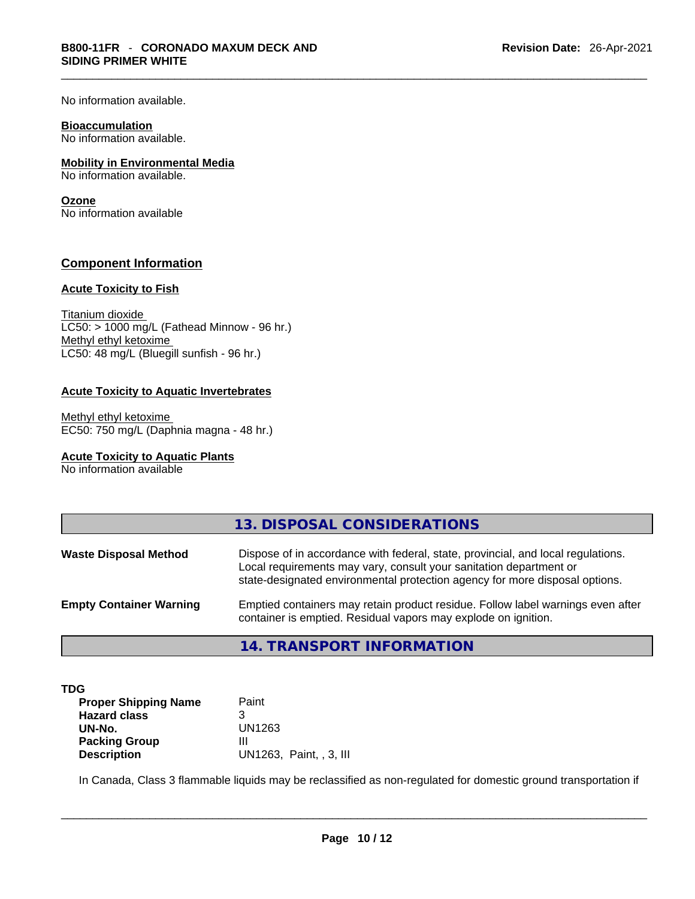No information available.

**Bioaccumulation**
No information available.

**Mobility in Environmental Media**
No information available.

**Ozone**
No information available

## Component Information

**Acute Toxicity to Fish**

Titanium dioxide
LC50: > 1000 mg/L (Fathead Minnow - 96 hr.)
Methyl ethyl ketoxime
LC50: 48 mg/L (Bluegill sunfish - 96 hr.)

**Acute Toxicity to Aquatic Invertebrates**

Methyl ethyl ketoxime
EC50: 750 mg/L (Daphnia magna - 48 hr.)

**Acute Toxicity to Aquatic Plants**
No information available

## 13. DISPOSAL CONSIDERATIONS

**Waste Disposal Method**
Dispose of in accordance with federal, state, provincial, and local regulations. Local requirements may vary, consult your sanitation department or state-designated environmental protection agency for more disposal options.

**Empty Container Warning**
Emptied containers may retain product residue. Follow label warnings even after container is emptied. Residual vapors may explode on ignition.

## 14. TRANSPORT INFORMATION

**TDG**

| | |
|---|---|
| **Proper Shipping Name** | Paint |
| **Hazard class** | 3 |
| **UN-No.** | UN1263 |
| **Packing Group** | III |
| **Description** | UN1263, Paint, , 3, III |

In Canada, Class 3 flammable liquids may be reclassified as non-regulated for domestic ground transportation if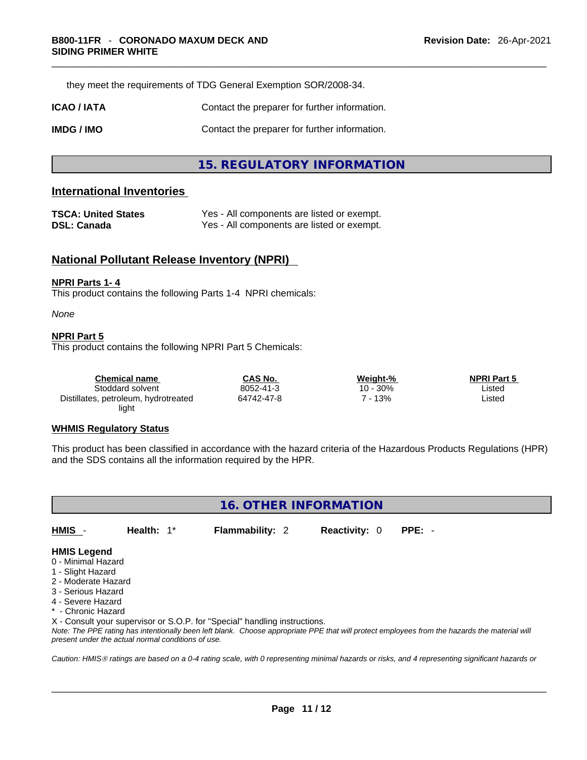they meet the requirements of TDG General Exemption SOR/2008-34.

**ICAO / IATA** Contact the preparer for further information.

**IMDG / IMO** Contact the preparer for further information.

## 15. REGULATORY INFORMATION

### International Inventories

| | |
|---|---|
| **TSCA: United States** | Yes - All components are listed or exempt. |
| **DSL: Canada** | Yes - All components are listed or exempt. |

### National Pollutant Release Inventory (NPRI)

**NPRI Parts 1- 4**
This product contains the following Parts 1-4 NPRI chemicals:

*None*

**NPRI Part 5**
This product contains the following NPRI Part 5 Chemicals:

| Chemical name | CAS No. | Weight-% | NPRI Part 5 |
|---|---|---|---|
| Stoddard solvent | 8052-41-3 | 10 - 30% | Listed |
| Distillates, petroleum, hydrotreated light | 64742-47-8 | 7 - 13% | Listed |

**WHMIS Regulatory Status**

This product has been classified in accordance with the hazard criteria of the Hazardous Products Regulations (HPR) and the SDS contains all the information required by the HPR.

## 16. OTHER INFORMATION

**HMIS** - **Health:** 1* **Flammability:** 2 **Reactivity:** 0 **PPE:** -

**HMIS Legend**
0 - Minimal Hazard
1 - Slight Hazard
2 - Moderate Hazard
3 - Serious Hazard
4 - Severe Hazard
* - Chronic Hazard
X - Consult your supervisor or S.O.P. for "Special" handling instructions.
*Note: The PPE rating has intentionally been left blank. Choose appropriate PPE that will protect employees from the hazards the material will present under the actual normal conditions of use.*

*Caution: HMIS® ratings are based on a 0-4 rating scale, with 0 representing minimal hazards or risks, and 4 representing significant hazards or*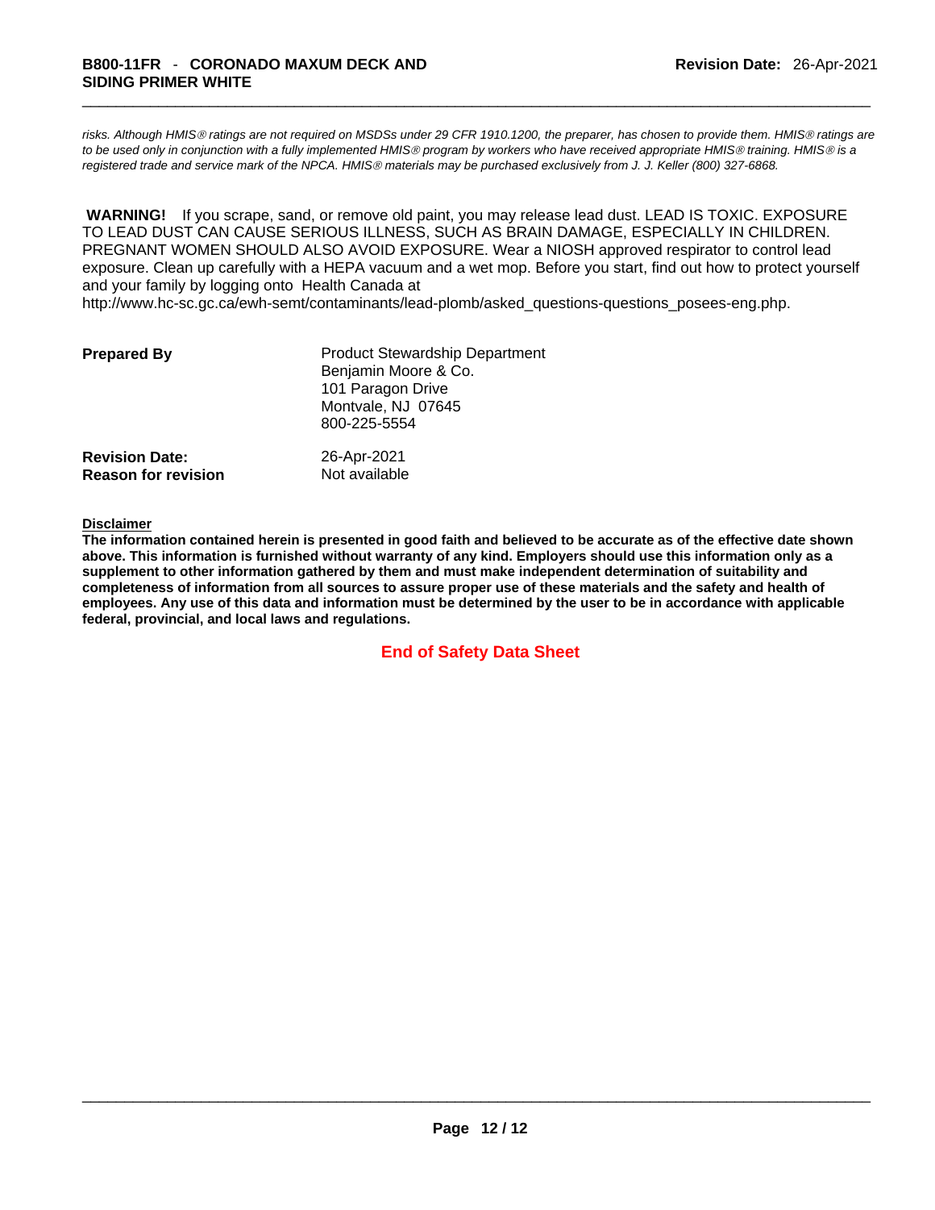*risks. Although HMIS® ratings are not required on MSDSs under 29 CFR 1910.1200, the preparer, has chosen to provide them. HMIS® ratings are to be used only in conjunction with a fully implemented HMIS® program by workers who have received appropriate HMIS® training. HMIS® is a registered trade and service mark of the NPCA. HMIS® materials may be purchased exclusively from J. J. Keller (800) 327-6868.*

**WARNING!** If you scrape, sand, or remove old paint, you may release lead dust. LEAD IS TOXIC. EXPOSURE TO LEAD DUST CAN CAUSE SERIOUS ILLNESS, SUCH AS BRAIN DAMAGE, ESPECIALLY IN CHILDREN. PREGNANT WOMEN SHOULD ALSO AVOID EXPOSURE. Wear a NIOSH approved respirator to control lead exposure. Clean up carefully with a HEPA vacuum and a wet mop. Before you start, find out how to protect yourself and your family by logging onto Health Canada at http://www.hc-sc.gc.ca/ewh-semt/contaminants/lead-plomb/asked_questions-questions_posees-eng.php.

**Prepared By**
Product Stewardship Department
Benjamin Moore & Co.
101 Paragon Drive
Montvale, NJ 07645
800-225-5554

**Revision Date:** 26-Apr-2021
**Reason for revision** Not available

**Disclaimer**

**The information contained herein is presented in good faith and believed to be accurate as of the effective date shown above. This information is furnished without warranty of any kind. Employers should use this information only as a supplement to other information gathered by them and must make independent determination of suitability and completeness of information from all sources to assure proper use of these materials and the safety and health of employees. Any use of this data and information must be determined by the user to be in accordance with applicable federal, provincial, and local laws and regulations.**

**End of Safety Data Sheet**